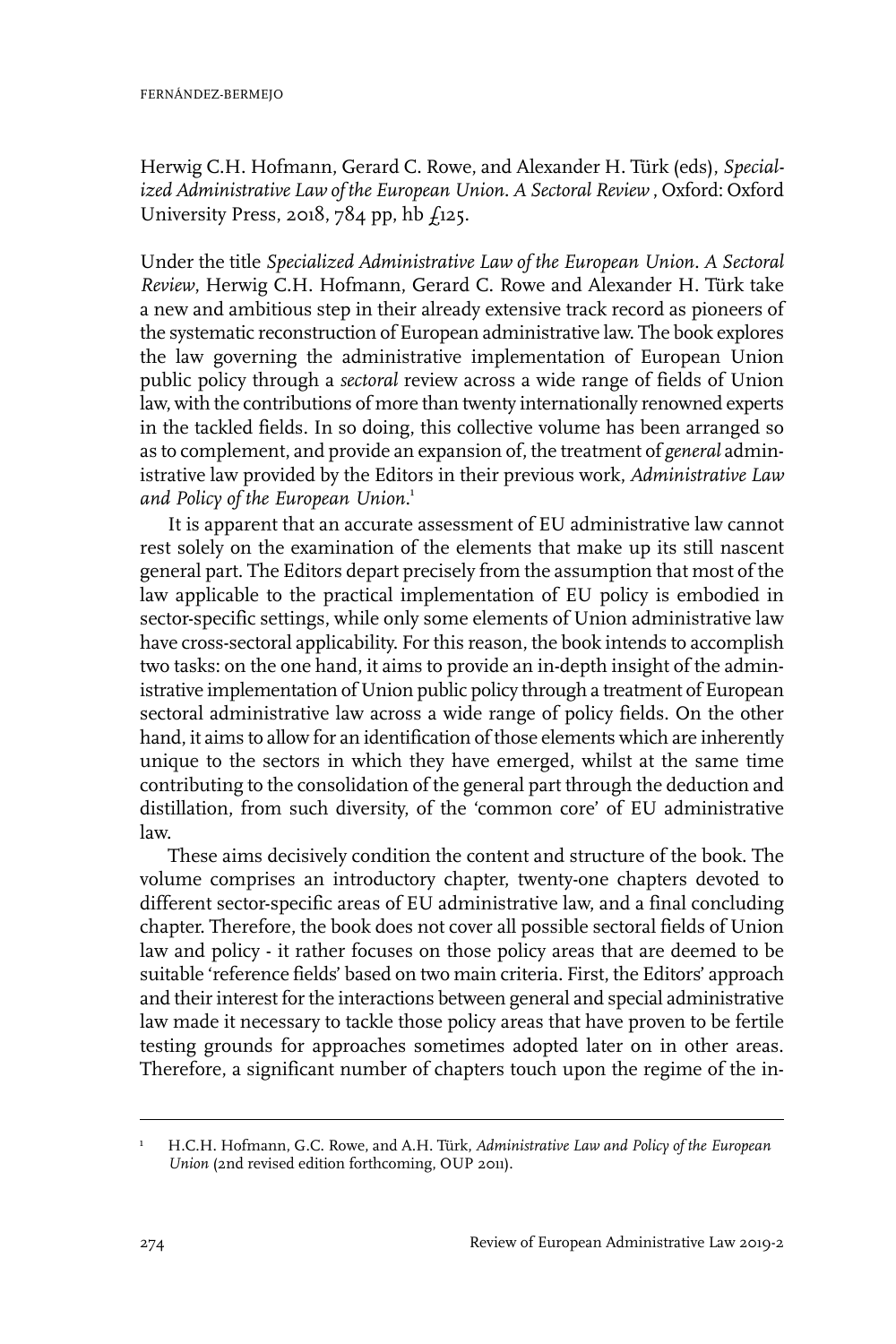Herwig C.H. Hofmann, Gerard C. Rowe, and Alexander H. Türk (eds), *Specialized Administrative Law of the European Union. A Sectoral Review* , Oxford: Oxford University Press, 2018, 784 pp, hb £125.

Under the title *Specialized Administrative Law of the European Union. A Sectoral Review*, Herwig C.H. Hofmann, Gerard C. Rowe and Alexander H. Türk take a new and ambitious step in their already extensive track record as pioneers of the systematic reconstruction of European administrative law. The book explores the law governing the administrative implementation of European Union public policy through a *sectoral* review across a wide range of fields of Union law, with the contributions of more than twenty internationally renowned experts in the tackled fields. In so doing, this collective volume has been arranged so as to complement, and provide an expansion of, the treatment of *general* administrative law provided by the Editors in their previous work, *Administrative Law and Policy of the European Union*.[1]

It is apparent that an accurate assessment of EU administrative law cannot rest solely on the examination of the elements that make up its still nascent general part. The Editors depart precisely from the assumption that most of the law applicable to the practical implementation of EU policy is embodied in sector-specific settings, while only some elements of Union administrative law have cross-sectoral applicability. For this reason, the book intends to accomplish two tasks: on the one hand, it aims to provide an in-depth insight of the administrative implementation of Union public policy through a treatment of European sectoral administrative law across a wide range of policy fields. On the other hand, it aims to allow for an identification of those elements which are inherently unique to the sectors in which they have emerged, whilst at the same time contributing to the consolidation of the general part through the deduction and distillation, from such diversity, of the 'common core' of EU administrative law.

These aims decisively condition the content and structure of the book. The volume comprises an introductory chapter, twenty-one chapters devoted to different sector-specific areas of EU administrative law, and a final concluding chapter. Therefore, the book does not cover all possible sectoral fields of Union law and policy - it rather focuses on those policy areas that are deemed to be suitable 'reference fields' based on two main criteria. First, the Editors' approach and their interest for the interactions between general and special administrative law made it necessary to tackle those policy areas that have proven to be fertile testing grounds for approaches sometimes adopted later on in other areas. Therefore, a significant number of chapters touch upon the regime of the in-

[1] H.C.H. Hofmann, G.C. Rowe, and A.H. Türk, *Administrative Law and Policy of the European Union* (2nd revised edition forthcoming, OUP 2011).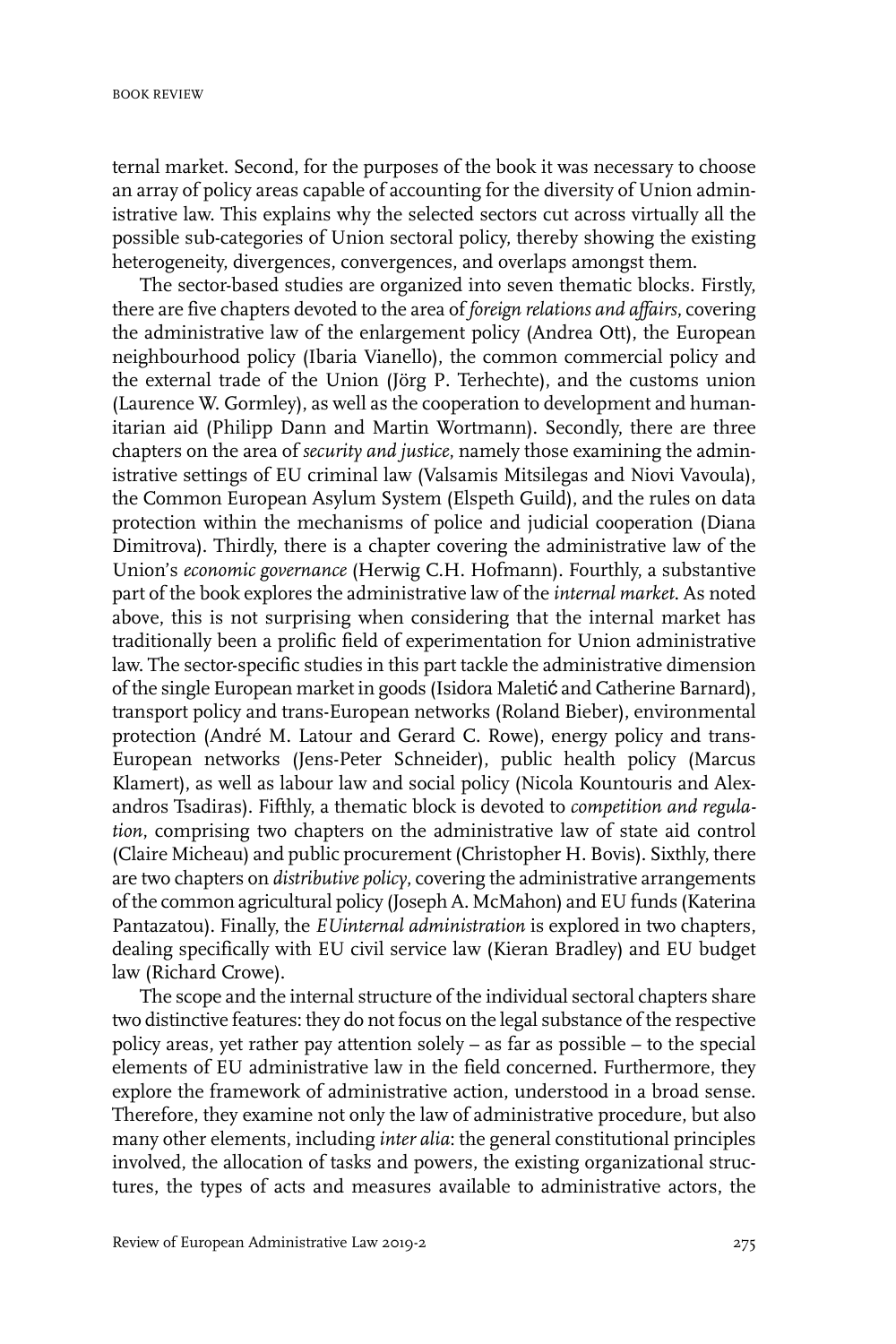ternal market. Second, for the purposes of the book it was necessary to choose an array of policy areas capable of accounting for the diversity of Union administrative law. This explains why the selected sectors cut across virtually all the possible sub-categories of Union sectoral policy, thereby showing the existing heterogeneity, divergences, convergences, and overlaps amongst them.

The sector-based studies are organized into seven thematic blocks. Firstly, there are five chapters devoted to the area of *foreign relations and affairs*, covering the administrative law of the enlargement policy (Andrea Ott), the European neighbourhood policy (Ibaria Vianello), the common commercial policy and the external trade of the Union (Jörg P. Terhechte), and the customs union (Laurence W. Gormley), as well as the cooperation to development and humanitarian aid (Philipp Dann and Martin Wortmann). Secondly, there are three chapters on the area of *security and justice*, namely those examining the administrative settings of EU criminal law (Valsamis Mitsilegas and Niovi Vavoula), the Common European Asylum System (Elspeth Guild), and the rules on data protection within the mechanisms of police and judicial cooperation (Diana Dimitrova). Thirdly, there is a chapter covering the administrative law of the Union's *economic governance* (Herwig C.H. Hofmann). Fourthly, a substantive part of the book explores the administrative law of the *internal market*. As noted above, this is not surprising when considering that the internal market has traditionally been a prolific field of experimentation for Union administrative law. The sector-specific studies in this part tackle the administrative dimension of the single European market in goods (Isidora Maletić and Catherine Barnard), transport policy and trans-European networks (Roland Bieber), environmental protection (André M. Latour and Gerard C. Rowe), energy policy and trans-European networks (Jens-Peter Schneider), public health policy (Marcus Klamert), as well as labour law and social policy (Nicola Kountouris and Alexandros Tsadiras). Fifthly, a thematic block is devoted to *competition and regulation*, comprising two chapters on the administrative law of state aid control (Claire Micheau) and public procurement (Christopher H. Bovis). Sixthly, there are two chapters on *distributive policy*, covering the administrative arrangements of the common agricultural policy (Joseph A. McMahon) and EU funds (Katerina Pantazatou). Finally, the *EUinternal administration* is explored in two chapters, dealing specifically with EU civil service law (Kieran Bradley) and EU budget law (Richard Crowe).

The scope and the internal structure of the individual sectoral chapters share two distinctive features: they do not focus on the legal substance of the respective policy areas, yet rather pay attention solely – as far as possible – to the special elements of EU administrative law in the field concerned. Furthermore, they explore the framework of administrative action, understood in a broad sense. Therefore, they examine not only the law of administrative procedure, but also many other elements, including *inter alia*: the general constitutional principles involved, the allocation of tasks and powers, the existing organizational structures, the types of acts and measures available to administrative actors, the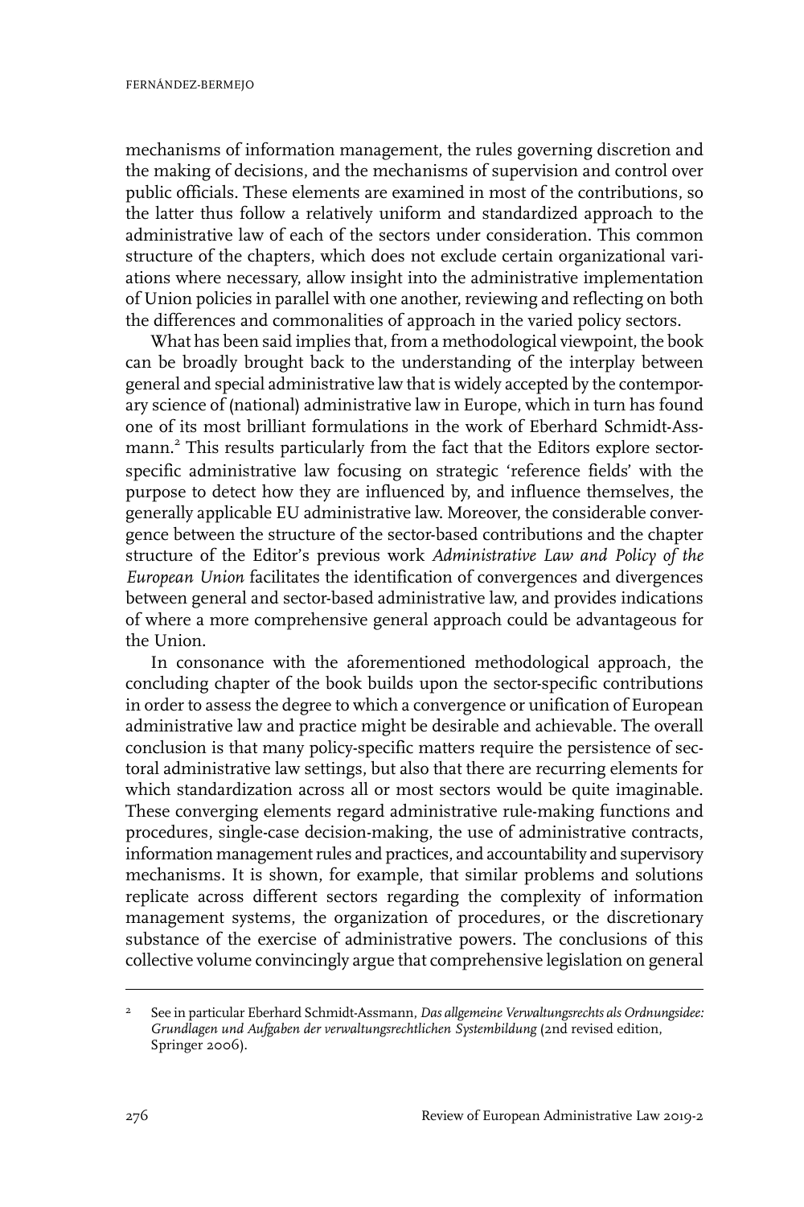mechanisms of information management, the rules governing discretion and the making of decisions, and the mechanisms of supervision and control over public officials. These elements are examined in most of the contributions, so the latter thus follow a relatively uniform and standardized approach to the administrative law of each of the sectors under consideration. This common structure of the chapters, which does not exclude certain organizational variations where necessary, allow insight into the administrative implementation of Union policies in parallel with one another, reviewing and reflecting on both the differences and commonalities of approach in the varied policy sectors.

What has been said implies that, from a methodological viewpoint, the book can be broadly brought back to the understanding of the interplay between general and special administrative law that is widely accepted by the contemporary science of (national) administrative law in Europe, which in turn has found one of its most brilliant formulations in the work of Eberhard Schmidt-Assmann.[2] This results particularly from the fact that the Editors explore sector-specific administrative law focusing on strategic 'reference fields' with the purpose to detect how they are influenced by, and influence themselves, the generally applicable EU administrative law. Moreover, the considerable convergence between the structure of the sector-based contributions and the chapter structure of the Editor's previous work *Administrative Law and Policy of the European Union* facilitates the identification of convergences and divergences between general and sector-based administrative law, and provides indications of where a more comprehensive general approach could be advantageous for the Union.

In consonance with the aforementioned methodological approach, the concluding chapter of the book builds upon the sector-specific contributions in order to assess the degree to which a convergence or unification of European administrative law and practice might be desirable and achievable. The overall conclusion is that many policy-specific matters require the persistence of sectoral administrative law settings, but also that there are recurring elements for which standardization across all or most sectors would be quite imaginable. These converging elements regard administrative rule-making functions and procedures, single-case decision-making, the use of administrative contracts, information management rules and practices, and accountability and supervisory mechanisms. It is shown, for example, that similar problems and solutions replicate across different sectors regarding the complexity of information management systems, the organization of procedures, or the discretionary substance of the exercise of administrative powers. The conclusions of this collective volume convincingly argue that comprehensive legislation on general

[2] See in particular Eberhard Schmidt-Assmann, *Das allgemeine Verwaltungsrechts als Ordnungsidee: Grundlagen und Aufgaben der verwaltungsrechtlichen Systembildung* (2nd revised edition, Springer 2006).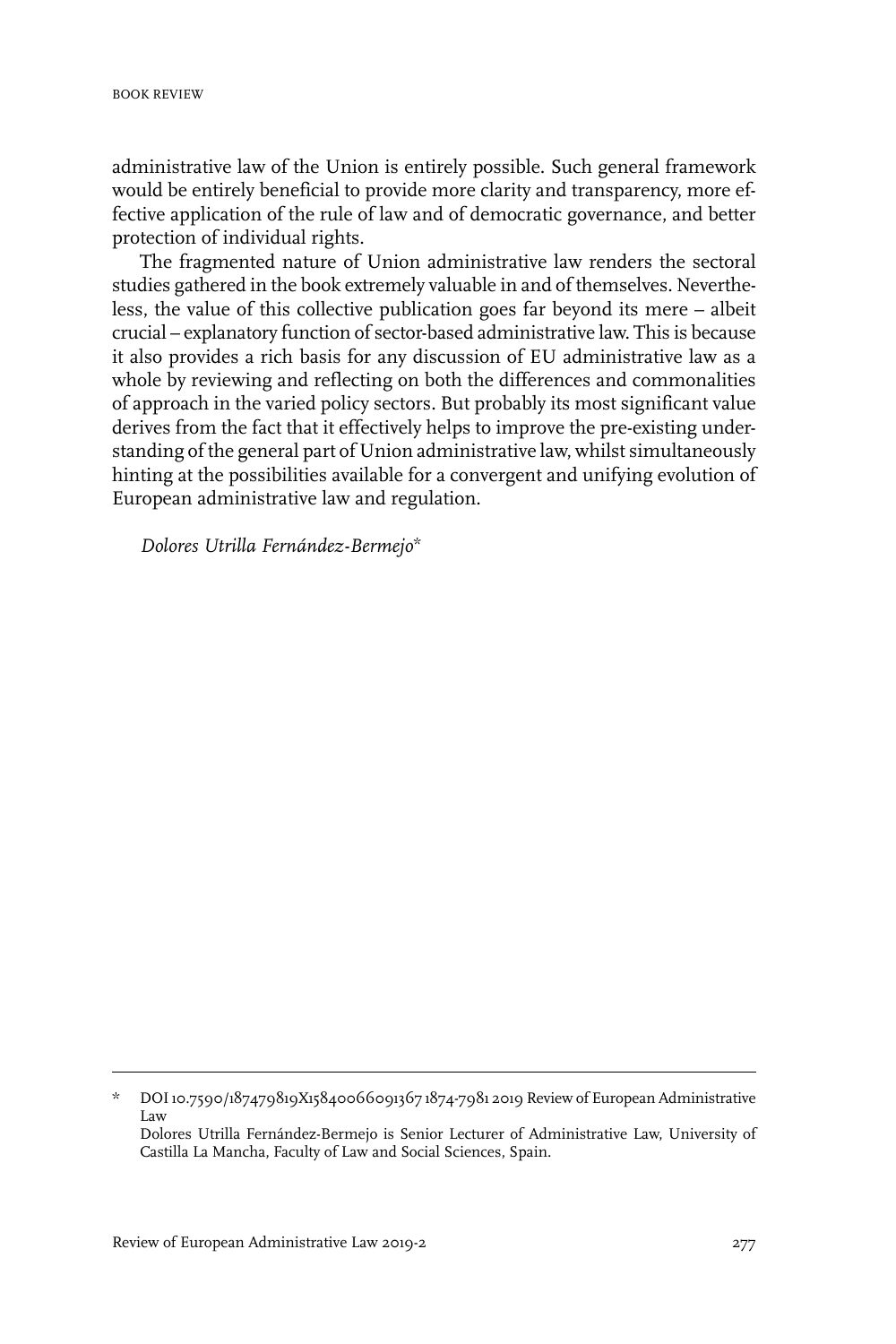administrative law of the Union is entirely possible. Such general framework would be entirely beneficial to provide more clarity and transparency, more effective application of the rule of law and of democratic governance, and better protection of individual rights.

The fragmented nature of Union administrative law renders the sectoral studies gathered in the book extremely valuable in and of themselves. Nevertheless, the value of this collective publication goes far beyond its mere – albeit crucial – explanatory function of sector-based administrative law. This is because it also provides a rich basis for any discussion of EU administrative law as a whole by reviewing and reflecting on both the differences and commonalities of approach in the varied policy sectors. But probably its most significant value derives from the fact that it effectively helps to improve the pre-existing understanding of the general part of Union administrative law, whilst simultaneously hinting at the possibilities available for a convergent and unifying evolution of European administrative law and regulation.

*Dolores Utrilla Fernández-Bermejo**

---

\* DOI 10.7590/187479819X15840066091367 1874-7981 2019 Review of European Administrative Law
Dolores Utrilla Fernández-Bermejo is Senior Lecturer of Administrative Law, University of Castilla La Mancha, Faculty of Law and Social Sciences, Spain.